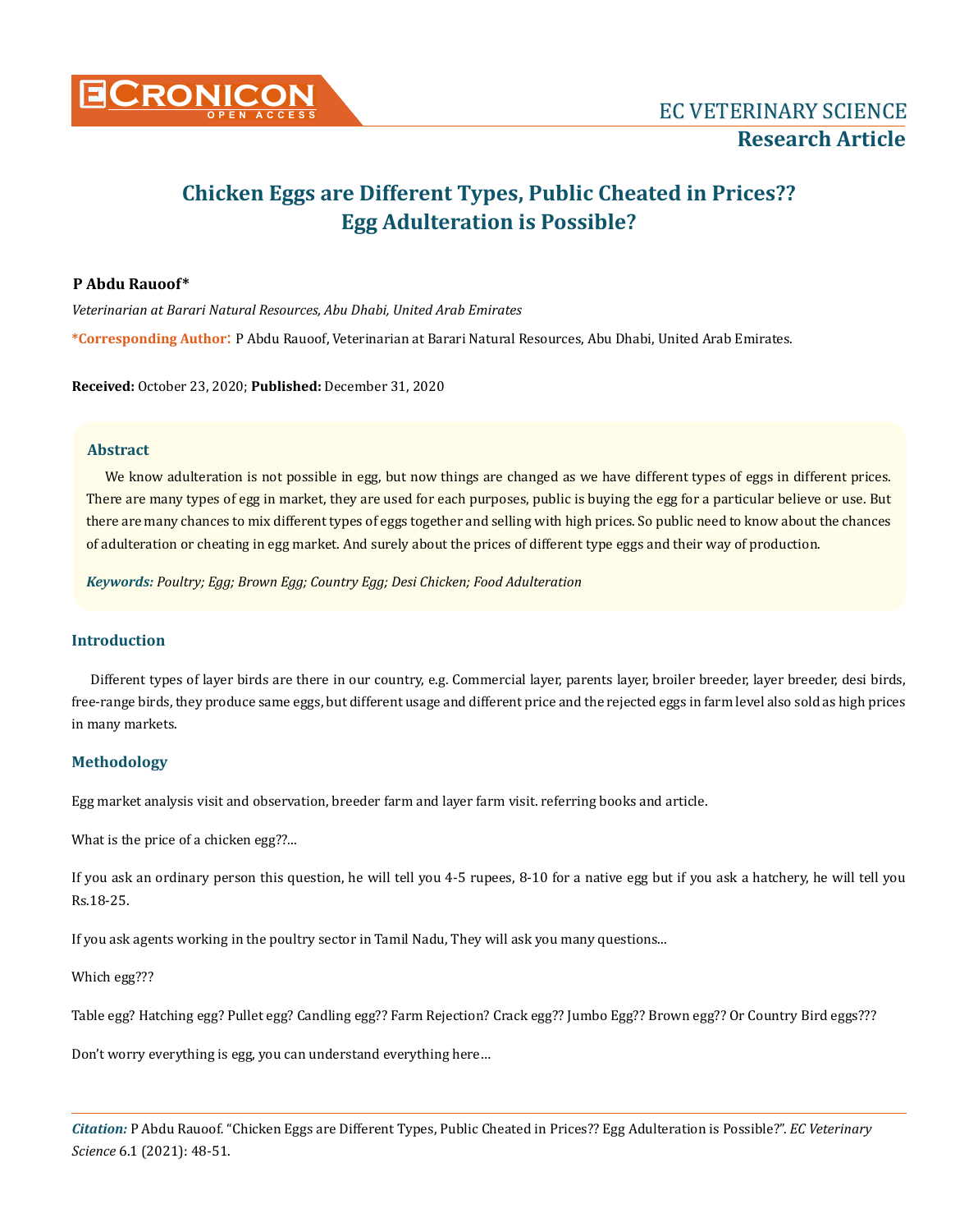# Chicken Eggs are Different Types, Public Cheated in Prices?? Egg Adulteration is Possible?

**P Abdu Rauoof***

*Veterinarian at Barari Natural Resources, Abu Dhabi, United Arab Emirates*

***Corresponding Author**: P Abdu Rauoof, Veterinarian at Barari Natural Resources, Abu Dhabi, United Arab Emirates.

**Received:** October 23, 2020; **Published:** December 31, 2020

### Abstract

We know adulteration is not possible in egg, but now things are changed as we have different types of eggs in different prices. There are many types of egg in market, they are used for each purposes, public is buying the egg for a particular believe or use. But there are many chances to mix different types of eggs together and selling with high prices. So public need to know about the chances of adulteration or cheating in egg market. And surely about the prices of different type eggs and their way of production.

***Keywords:** Poultry; Egg; Brown Egg; Country Egg; Desi Chicken; Food Adulteration*

## Introduction

Different types of layer birds are there in our country, e.g. Commercial layer, parents layer, broiler breeder, layer breeder, desi birds, free-range birds, they produce same eggs, but different usage and different price and the rejected eggs in farm level also sold as high prices in many markets.

## Methodology

Egg market analysis visit and observation, breeder farm and layer farm visit. referring books and article.

What is the price of a chicken egg??...

If you ask an ordinary person this question, he will tell you 4-5 rupees, 8-10 for a native egg but if you ask a hatchery, he will tell you Rs.18-25.

If you ask agents working in the poultry sector in Tamil Nadu, They will ask you many questions...

Which egg???

Table egg? Hatching egg? Pullet egg? Candling egg?? Farm Rejection? Crack egg?? Jumbo Egg?? Brown egg?? Or Country Bird eggs???

Don't worry everything is egg, you can understand everything here...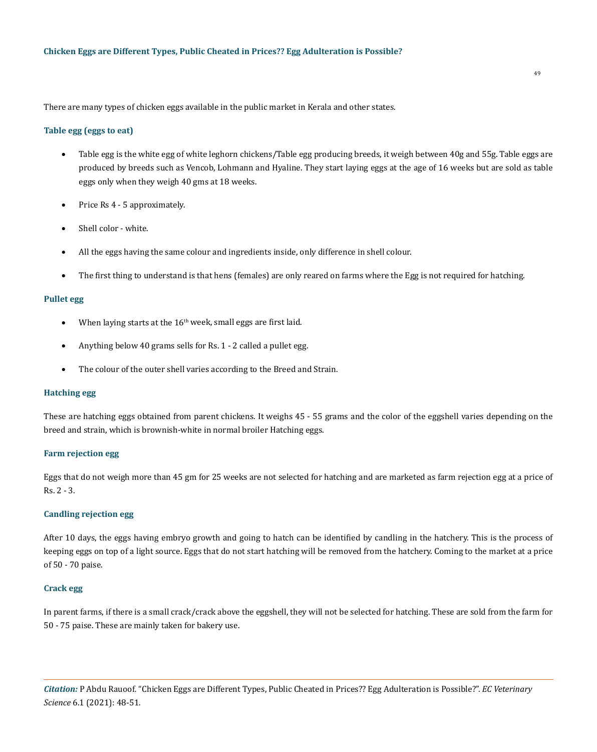There are many types of chicken eggs available in the public market in Kerala and other states.

### Table egg (eggs to eat)

- Table egg is the white egg of white leghorn chickens/Table egg producing breeds, it weigh between 40g and 55g. Table eggs are produced by breeds such as Vencob, Lohmann and Hyaline. They start laying eggs at the age of 16 weeks but are sold as table eggs only when they weigh 40 gms at 18 weeks.
- Price Rs 4 - 5 approximately.
- Shell color - white.
- All the eggs having the same colour and ingredients inside, only difference in shell colour.
- The first thing to understand is that hens (females) are only reared on farms where the Egg is not required for hatching.

### Pullet egg

- When laying starts at the 16$^{th}$ week, small eggs are first laid.
- Anything below 40 grams sells for Rs. 1 - 2 called a pullet egg.
- The colour of the outer shell varies according to the Breed and Strain.

### Hatching egg

These are hatching eggs obtained from parent chickens. It weighs 45 - 55 grams and the color of the eggshell varies depending on the breed and strain, which is brownish-white in normal broiler Hatching eggs.

### Farm rejection egg

Eggs that do not weigh more than 45 gm for 25 weeks are not selected for hatching and are marketed as farm rejection egg at a price of Rs. 2 - 3.

### Candling rejection egg

After 10 days, the eggs having embryo growth and going to hatch can be identified by candling in the hatchery. This is the process of keeping eggs on top of a light source. Eggs that do not start hatching will be removed from the hatchery. Coming to the market at a price of 50 - 70 paise.

### Crack egg

In parent farms, if there is a small crack/crack above the eggshell, they will not be selected for hatching. These are sold from the farm for 50 - 75 paise. These are mainly taken for bakery use.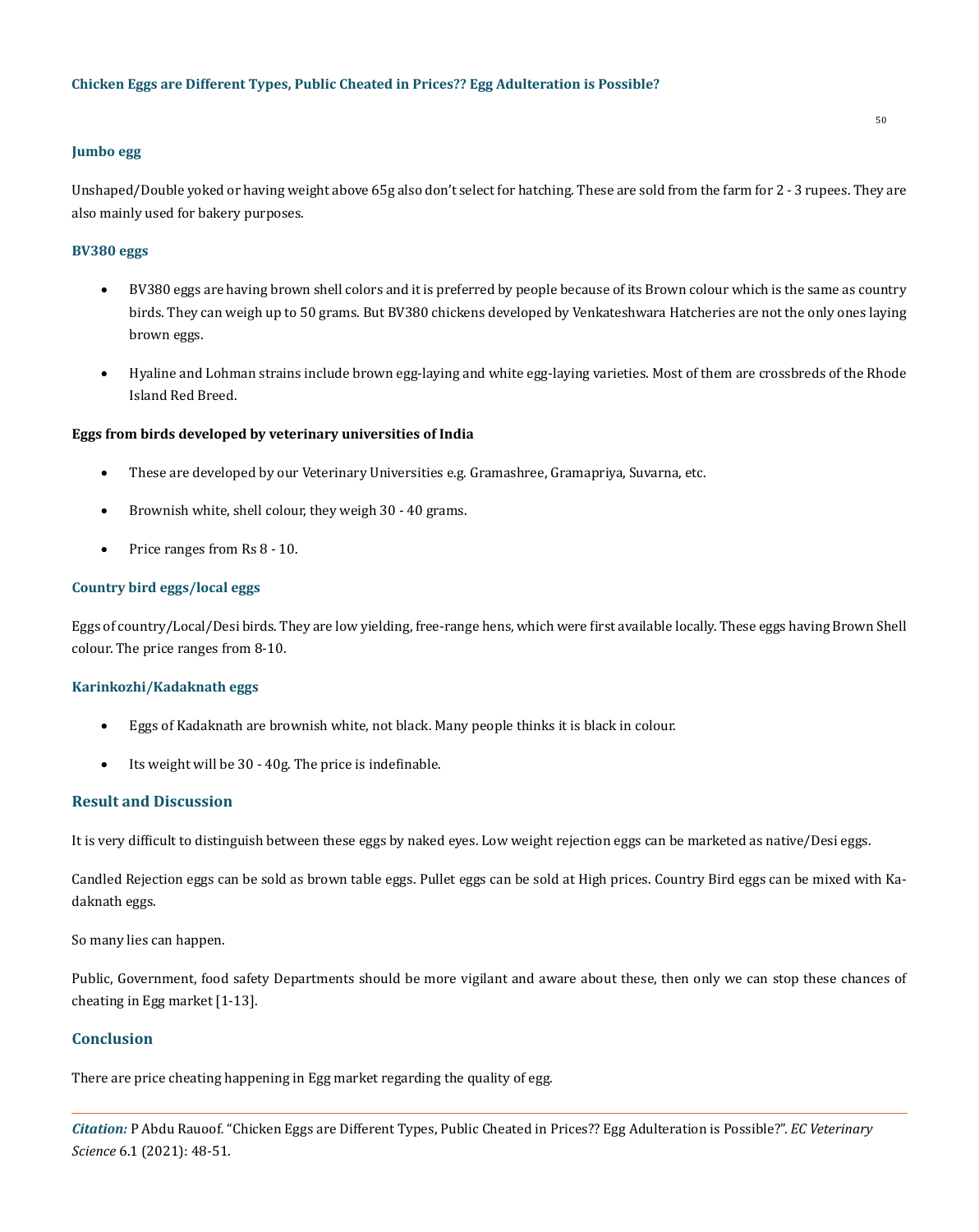### Jumbo egg

Unshaped/Double yoked or having weight above 65g also don't select for hatching. These are sold from the farm for 2 - 3 rupees. They are also mainly used for bakery purposes.

### BV380 eggs

- BV380 eggs are having brown shell colors and it is preferred by people because of its Brown colour which is the same as country birds. They can weigh up to 50 grams. But BV380 chickens developed by Venkateshwara Hatcheries are not the only ones laying brown eggs.
- Hyaline and Lohman strains include brown egg-laying and white egg-laying varieties. Most of them are crossbreds of the Rhode Island Red Breed.

**Eggs from birds developed by veterinary universities of India**

- These are developed by our Veterinary Universities e.g. Gramashree, Gramapriya, Suvarna, etc.
- Brownish white, shell colour, they weigh 30 - 40 grams.
- Price ranges from Rs 8 - 10.

### Country bird eggs/local eggs

Eggs of country/Local/Desi birds. They are low yielding, free-range hens, which were first available locally. These eggs having Brown Shell colour. The price ranges from 8-10.

### Karinkozhi/Kadaknath eggs

- Eggs of Kadaknath are brownish white, not black. Many people thinks it is black in colour.
- Its weight will be 30 - 40g. The price is indefinable.

## Result and Discussion

It is very difficult to distinguish between these eggs by naked eyes. Low weight rejection eggs can be marketed as native/Desi eggs.

Candled Rejection eggs can be sold as brown table eggs. Pullet eggs can be sold at High prices. Country Bird eggs can be mixed with Kadaknath eggs.

So many lies can happen.

Public, Government, food safety Departments should be more vigilant and aware about these, then only we can stop these chances of cheating in Egg market [1-13].

## Conclusion

There are price cheating happening in Egg market regarding the quality of egg.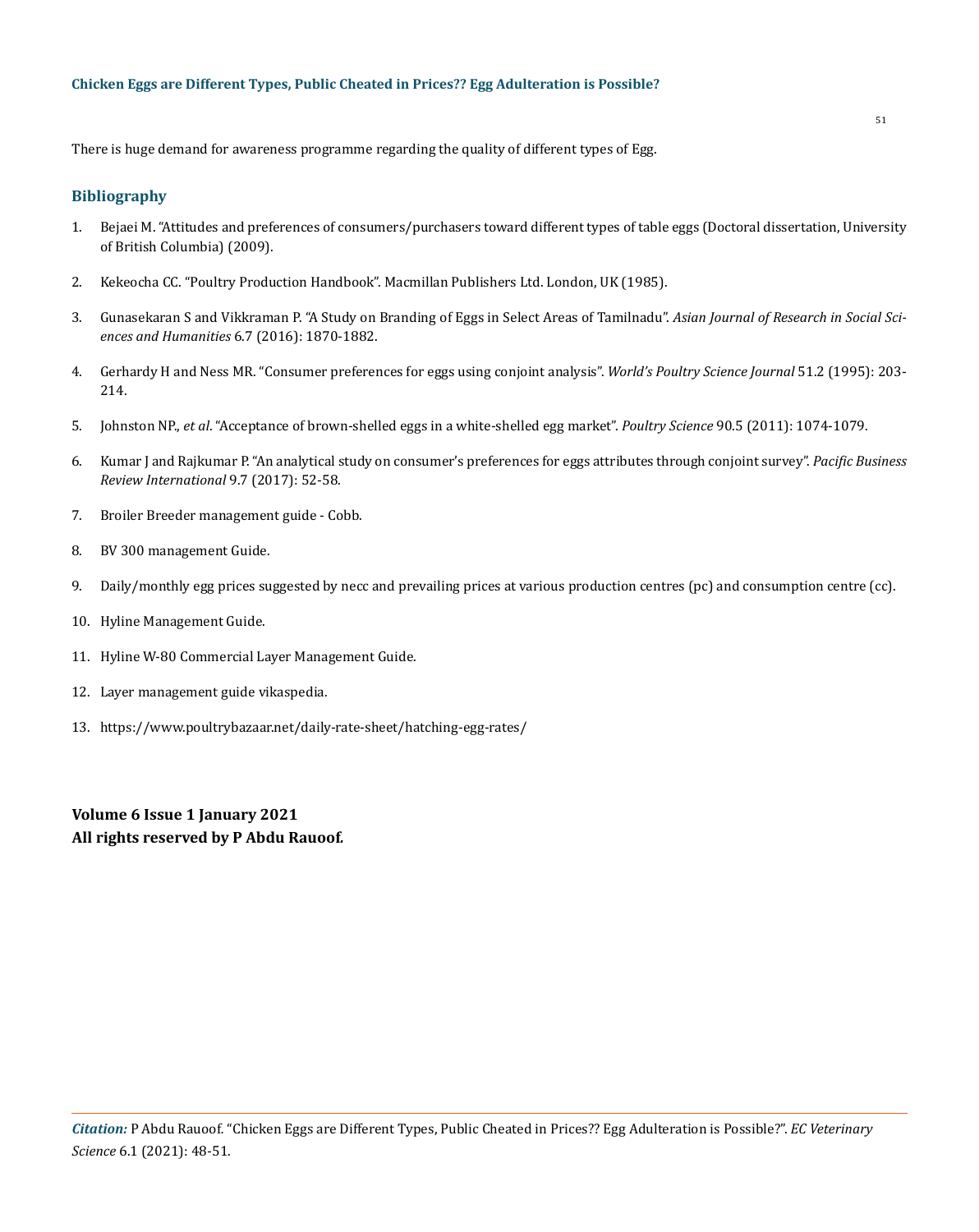There is huge demand for awareness programme regarding the quality of different types of Egg.

## Bibliography

1. Bejaei M. "Attitudes and preferences of consumers/purchasers toward different types of table eggs (Doctoral dissertation, University of British Columbia) (2009).
2. Kekeocha CC. "Poultry Production Handbook". Macmillan Publishers Ltd. London, UK (1985).
3. Gunasekaran S and Vikkraman P. "A Study on Branding of Eggs in Select Areas of Tamilnadu". *Asian Journal of Research in Social Sciences and Humanities* 6.7 (2016): 1870-1882.
4. Gerhardy H and Ness MR. "Consumer preferences for eggs using conjoint analysis". *World's Poultry Science Journal* 51.2 (1995): 203-214.
5. Johnston NP., *et al*. "Acceptance of brown-shelled eggs in a white-shelled egg market". *Poultry Science* 90.5 (2011): 1074-1079.
6. Kumar J and Rajkumar P. "An analytical study on consumer's preferences for eggs attributes through conjoint survey". *Pacific Business Review International* 9.7 (2017): 52-58.
7. Broiler Breeder management guide - Cobb.
8. BV 300 management Guide.
9. Daily/monthly egg prices suggested by necc and prevailing prices at various production centres (pc) and consumption centre (cc).
10. Hyline Management Guide.
11. Hyline W-80 Commercial Layer Management Guide.
12. Layer management guide vikaspedia.
13. https://www.poultrybazaar.net/daily-rate-sheet/hatching-egg-rates/

**Volume 6 Issue 1 January 2021**
**All rights reserved by P Abdu Rauoof.**